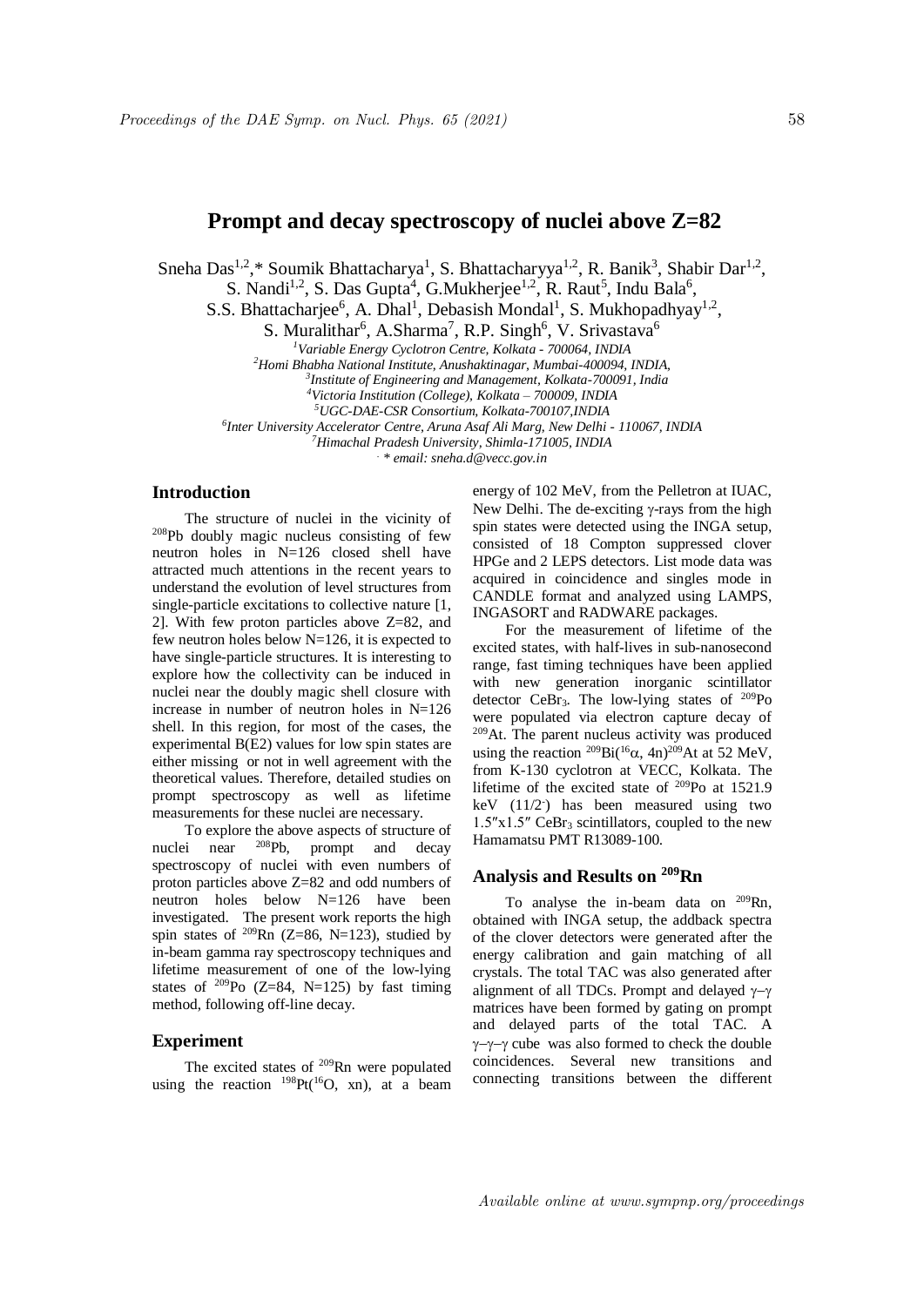# Prompt and decay spectroscopy of nuclei above Z=82

Sneha Das[1,2],* Soumik Bhattacharya[1], S. Bhattacharyya[1,2], R. Banik[3], Shabir Dar[1,2], S. Nandi[1,2], S. Das Gupta[4], G.Mukherjee[1,2], R. Raut[5], Indu Bala[6], S.S. Bhattacharjee[6], A. Dhal[1], Debasish Mondal[1], S. Mukhopadhyay[1,2], S. Muralithar[6], A.Sharma[7], R.P. Singh[6], V. Srivastava[6]

[1]*Variable Energy Cyclotron Centre, Kolkata - 700064, INDIA*
[2]*Homi Bhabha National Institute, Anushaktinagar, Mumbai-400094, INDIA,*
[3]*Institute of Engineering and Management, Kolkata-700091, India*
[4]*Victoria Institution (College), Kolkata – 700009, INDIA*
[5]*UGC-DAE-CSR Consortium, Kolkata-700107,INDIA*
[6]*Inter University Accelerator Centre, Aruna Asaf Ali Marg, New Delhi - 110067, INDIA*
[7]*Himachal Pradesh University, Shimla-171005, INDIA*
*\* email: sneha.d@vecc.gov.in*

## Introduction

The structure of nuclei in the vicinity of $^{208}$Pb doubly magic nucleus consisting of few neutron holes in N=126 closed shell have attracted much attentions in the recent years to understand the evolution of level structures from single-particle excitations to collective nature [1, 2]. With few proton particles above Z=82, and few neutron holes below N=126, it is expected to have single-particle structures. It is interesting to explore how the collectivity can be induced in nuclei near the doubly magic shell closure with increase in number of neutron holes in N=126 shell. In this region, for most of the cases, the experimental B(E2) values for low spin states are either missing or not in well agreement with the theoretical values. Therefore, detailed studies on prompt spectroscopy as well as lifetime measurements for these nuclei are necessary.

To explore the above aspects of structure of nuclei near $^{208}$Pb, prompt and decay spectroscopy of nuclei with even numbers of proton particles above Z=82 and odd numbers of neutron holes below N=126 have been investigated. The present work reports the high spin states of $^{209}$Rn (Z=86, N=123), studied by in-beam gamma ray spectroscopy techniques and lifetime measurement of one of the low-lying states of $^{209}$Po (Z=84, N=125) by fast timing method, following off-line decay.

## Experiment

The excited states of $^{209}$Rn were populated using the reaction $^{198}$Pt($^{16}$O, xn), at a beam energy of 102 MeV, from the Pelletron at IUAC, New Delhi. The de-exciting $\gamma$-rays from the high spin states were detected using the INGA setup, consisted of 18 Compton suppressed clover HPGe and 2 LEPS detectors. List mode data was acquired in coincidence and singles mode in CANDLE format and analyzed using LAMPS, INGASORT and RADWARE packages.

For the measurement of lifetime of the excited states, with half-lives in sub-nanosecond range, fast timing techniques have been applied with new generation inorganic scintillator detector $CeBr_3$. The low-lying states of $^{209}$Po were populated via electron capture decay of $^{209}$At. The parent nucleus activity was produced using the reaction $^{209}$Bi($^{16}\alpha$, 4n)$^{209}$At at 52 MeV, from K-130 cyclotron at VECC, Kolkata. The lifetime of the excited state of $^{209}$Po at 1521.9 keV ($11/2^-$) has been measured using two 1.5″x1.5″ $CeBr_3$ scintillators, coupled to the new Hamamatsu PMT R13089-100.

## Analysis and Results on $^{209}$Rn

To analyse the in-beam data on $^{209}$Rn, obtained with INGA setup, the addback spectra of the clover detectors were generated after the energy calibration and gain matching of all crystals. The total TAC was also generated after alignment of all TDCs. Prompt and delayed $\gamma$–$\gamma$ matrices have been formed by gating on prompt and delayed parts of the total TAC. A $\gamma$–$\gamma$–$\gamma$ cube was also formed to check the double coincidences. Several new transitions and connecting transitions between the different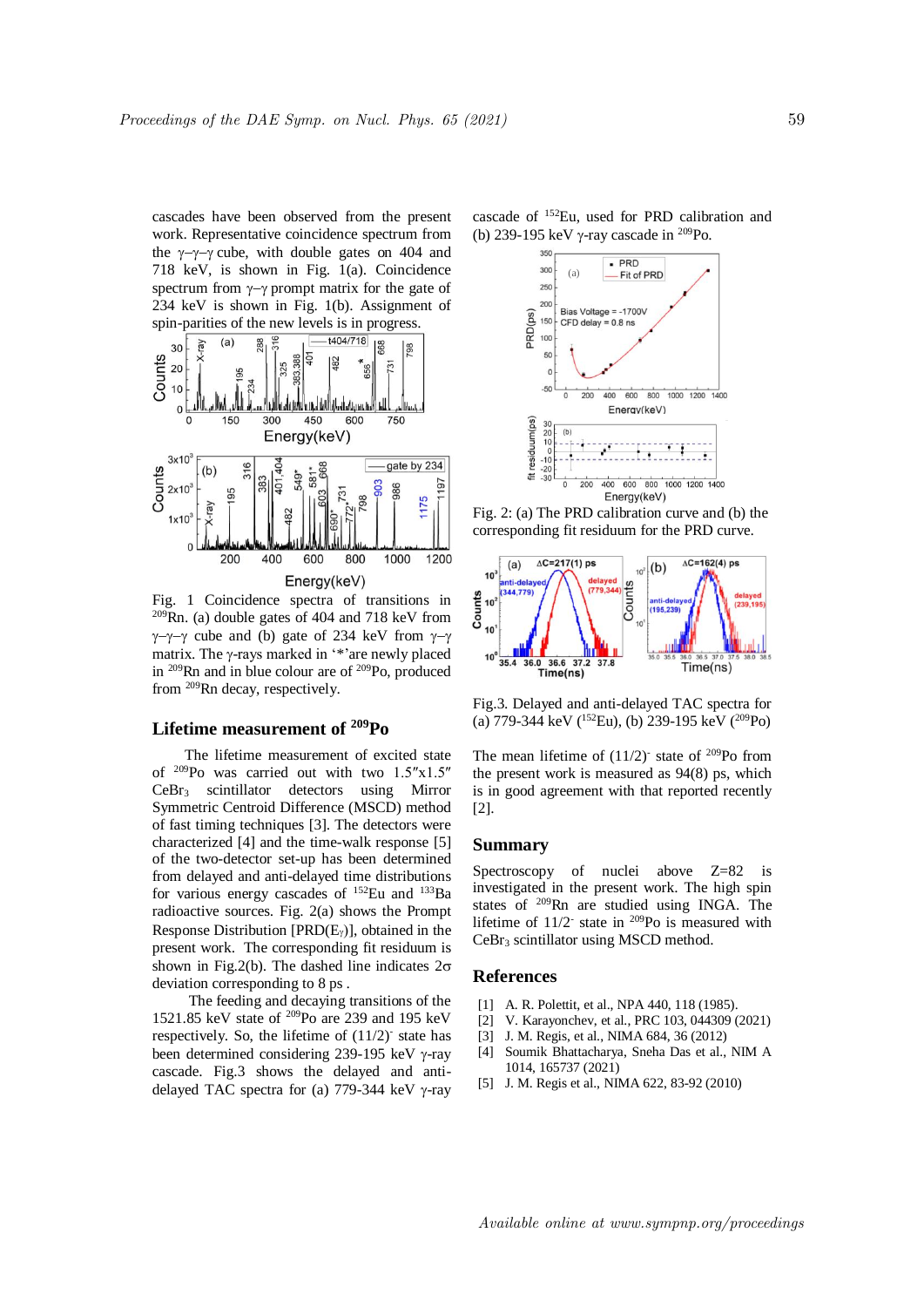cascades have been observed from the present work. Representative coincidence spectrum from the γ–γ–γ cube, with double gates on 404 and 718 keV, is shown in Fig. 1(a). Coincidence spectrum from γ–γ prompt matrix for the gate of 234 keV is shown in Fig. 1(b). Assignment of spin-parities of the new levels is in progress.

(a)
Counts
X-ray 195 234 288 316 325 383,388 401 482 656* 668 731 798
404/718
Energy(keV)

(b)
Counts
X-ray 195 316 383 401,404 482 549* 581* 603 668 690* 731 772* 798 903 986 1175 1197
gate by 234
Energy(keV)

Fig. 1 Coincidence spectra of transitions in $^{209}$Rn. (a) double gates of 404 and 718 keV from γ–γ–γ cube and (b) gate of 234 keV from γ–γ matrix. The γ-rays marked in '*'are newly placed in $^{209}$Rn and in blue colour are of $^{209}$Po, produced from $^{209}$Rn decay, respectively.

## Lifetime measurement of $^{209}$Po

The lifetime measurement of excited state of $^{209}$Po was carried out with two 1.5″x1.5″ $CeBr_3$ scintillator detectors using Mirror Symmetric Centroid Difference (MSCD) method of fast timing techniques [3]. The detectors were characterized [4] and the time-walk response [5] of the two-detector set-up has been determined from delayed and anti-delayed time distributions for various energy cascades of $^{152}$Eu and $^{133}$Ba radioactive sources. Fig. 2(a) shows the Prompt Response Distribution [PRD($E_\gamma$)], obtained in the present work. The corresponding fit residuum is shown in Fig.2(b). The dashed line indicates 2σ deviation corresponding to 8 ps .

The feeding and decaying transitions of the 1521.85 keV state of $^{209}$Po are 239 and 195 keV respectively. So, the lifetime of $(11/2)^-$ state has been determined considering 239-195 keV γ-ray cascade. Fig.3 shows the delayed and anti-delayed TAC spectra for (a) 779-344 keV γ-ray cascade of $^{152}$Eu, used for PRD calibration and (b) 239-195 keV γ-ray cascade in $^{209}$Po.

(a)
PRD(ps)
PRD
Fit of PRD
Bias Voltage = -1700V
CFD delay = 0.8 ns
Energy(keV)

(b)
fit residuum(ps)
Energy(keV)

Fig. 2: (a) The PRD calibration curve and (b) the corresponding fit residuum for the PRD curve.

(a) ΔC=217(1) ps
anti-delayed (344,779)
delayed (779,344)
Counts
Time(ns)

(b) ΔC=162(4) ps
anti-delayed (195,239)
delayed (239,195)
Counts
Time(ns)

Fig.3. Delayed and anti-delayed TAC spectra for (a) 779-344 keV ($^{152}$Eu), (b) 239-195 keV ($^{209}$Po)

The mean lifetime of $(11/2)^-$ state of $^{209}$Po from the present work is measured as 94(8) ps, which is in good agreement with that reported recently [2].

## Summary

Spectroscopy of nuclei above Z=82 is investigated in the present work. The high spin states of $^{209}$Rn are studied using INGA. The lifetime of $11/2^-$ state in $^{209}$Po is measured with $CeBr_3$ scintillator using MSCD method.

## References

[1] A. R. Polettit, et al., NPA 440, 118 (1985).
[2] V. Karayonchev, et al., PRC 103, 044309 (2021)
[3] J. M. Regis, et al., NIMA 684, 36 (2012)
[4] Soumik Bhattacharya, Sneha Das et al., NIM A 1014, 165737 (2021)
[5] J. M. Regis et al., NIMA 622, 83-92 (2010)